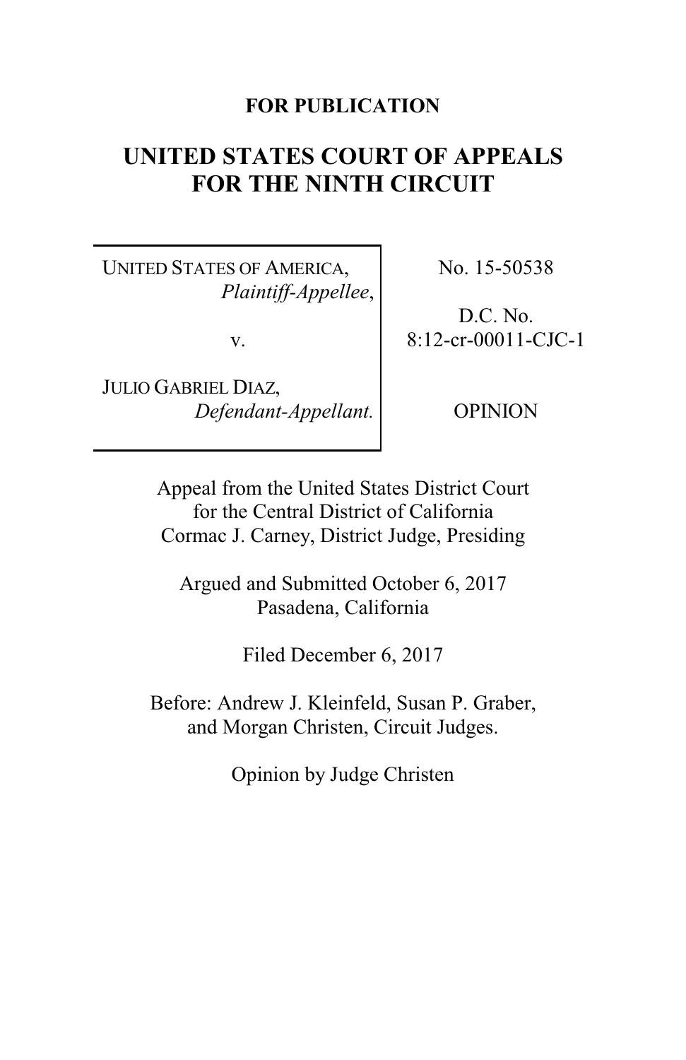**FOR PUBLICATION**

# UNITED STATES COURT OF APPEALS FOR THE NINTH CIRCUIT

| | |
|---|---|
| UNITED STATES OF AMERICA, *Plaintiff-Appellee*, <br><br> v. <br><br> JULIO GABRIEL DIAZ, *Defendant-Appellant.* | No. 15-50538 <br><br> D.C. No. 8:12-cr-00011-CJC-1 <br><br> OPINION |

Appeal from the United States District Court
for the Central District of California
Cormac J. Carney, District Judge, Presiding

Argued and Submitted October 6, 2017
Pasadena, California

Filed December 6, 2017

Before: Andrew J. Kleinfeld, Susan P. Graber,
and Morgan Christen, Circuit Judges.

Opinion by Judge Christen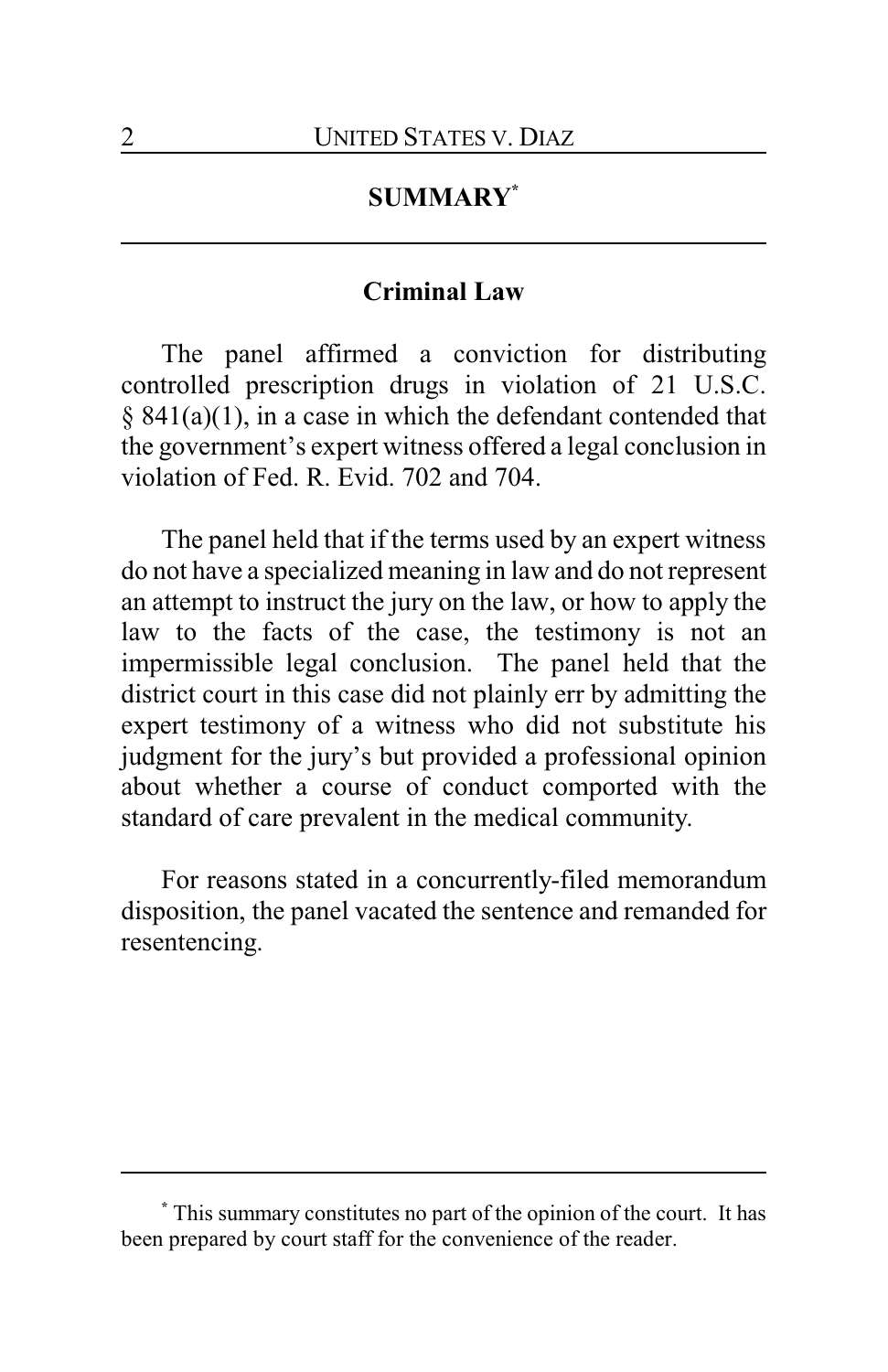## SUMMARY*

### Criminal Law

The panel affirmed a conviction for distributing controlled prescription drugs in violation of 21 U.S.C. § 841(a)(1), in a case in which the defendant contended that the government's expert witness offered a legal conclusion in violation of Fed. R. Evid. 702 and 704.

The panel held that if the terms used by an expert witness do not have a specialized meaning in law and do not represent an attempt to instruct the jury on the law, or how to apply the law to the facts of the case, the testimony is not an impermissible legal conclusion. The panel held that the district court in this case did not plainly err by admitting the expert testimony of a witness who did not substitute his judgment for the jury's but provided a professional opinion about whether a course of conduct comported with the standard of care prevalent in the medical community.

For reasons stated in a concurrently-filed memorandum disposition, the panel vacated the sentence and remanded for resentencing.

---

* This summary constitutes no part of the opinion of the court. It has been prepared by court staff for the convenience of the reader.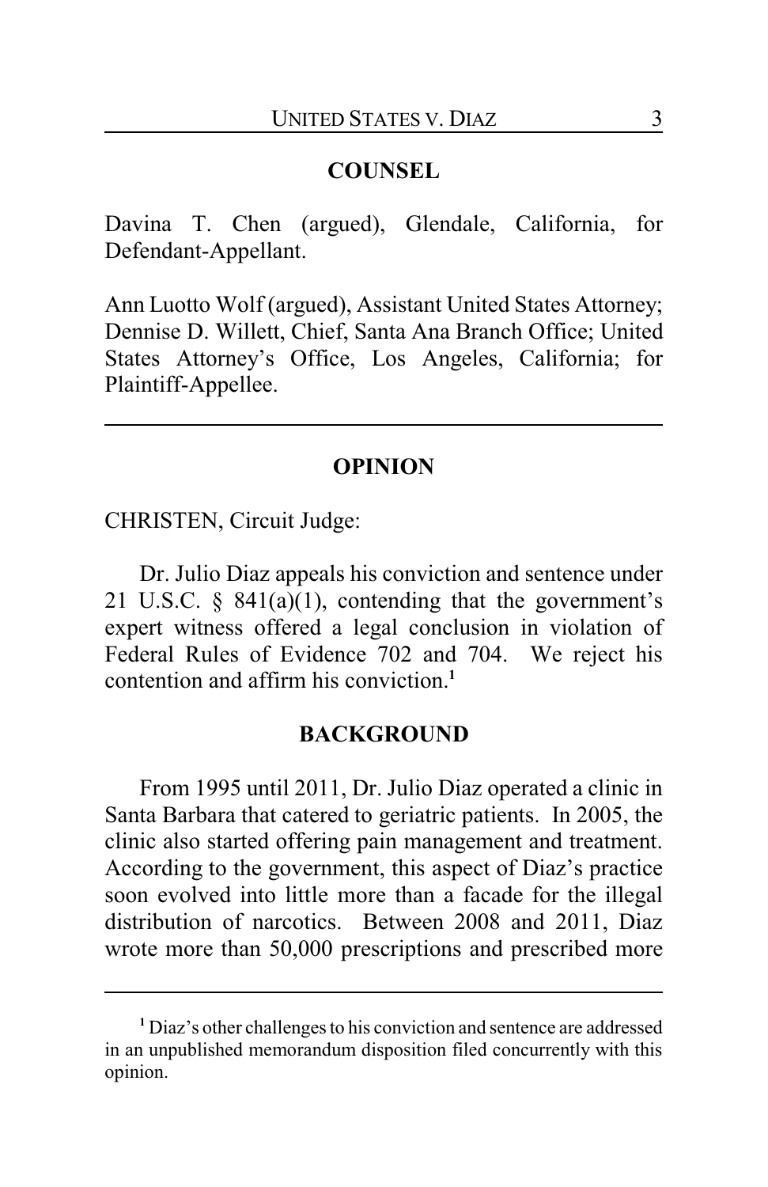## COUNSEL

Davina T. Chen (argued), Glendale, California, for Defendant-Appellant.

Ann Luotto Wolf (argued), Assistant United States Attorney; Dennise D. Willett, Chief, Santa Ana Branch Office; United States Attorney's Office, Los Angeles, California; for Plaintiff-Appellee.

---

## OPINION

CHRISTEN, Circuit Judge:

Dr. Julio Diaz appeals his conviction and sentence under 21 U.S.C. § 841(a)(1), contending that the government's expert witness offered a legal conclusion in violation of Federal Rules of Evidence 702 and 704. We reject his contention and affirm his conviction.[1]

## BACKGROUND

From 1995 until 2011, Dr. Julio Diaz operated a clinic in Santa Barbara that catered to geriatric patients. In 2005, the clinic also started offering pain management and treatment. According to the government, this aspect of Diaz's practice soon evolved into little more than a facade for the illegal distribution of narcotics. Between 2008 and 2011, Diaz wrote more than 50,000 prescriptions and prescribed more

---

[1] Diaz's other challenges to his conviction and sentence are addressed in an unpublished memorandum disposition filed concurrently with this opinion.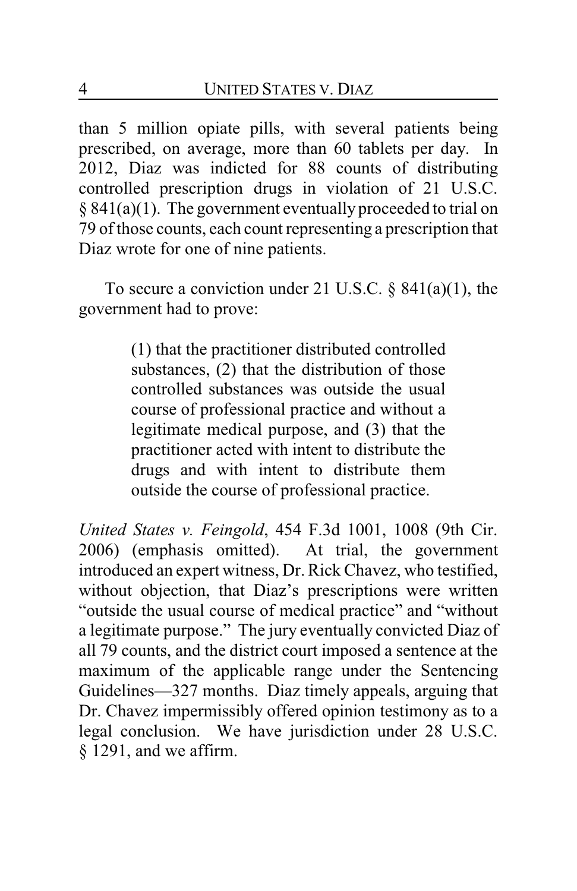than 5 million opiate pills, with several patients being prescribed, on average, more than 60 tablets per day. In 2012, Diaz was indicted for 88 counts of distributing controlled prescription drugs in violation of 21 U.S.C. § 841(a)(1). The government eventually proceeded to trial on 79 of those counts, each count representing a prescription that Diaz wrote for one of nine patients.

To secure a conviction under 21 U.S.C. § 841(a)(1), the government had to prove:

> (1) that the practitioner distributed controlled substances, (2) that the distribution of those controlled substances was outside the usual course of professional practice and without a legitimate medical purpose, and (3) that the practitioner acted with intent to distribute the drugs and with intent to distribute them outside the course of professional practice.

*United States v. Feingold*, 454 F.3d 1001, 1008 (9th Cir. 2006) (emphasis omitted). At trial, the government introduced an expert witness, Dr. Rick Chavez, who testified, without objection, that Diaz's prescriptions were written "outside the usual course of medical practice" and "without a legitimate purpose." The jury eventually convicted Diaz of all 79 counts, and the district court imposed a sentence at the maximum of the applicable range under the Sentencing Guidelines—327 months. Diaz timely appeals, arguing that Dr. Chavez impermissibly offered opinion testimony as to a legal conclusion. We have jurisdiction under 28 U.S.C. § 1291, and we affirm.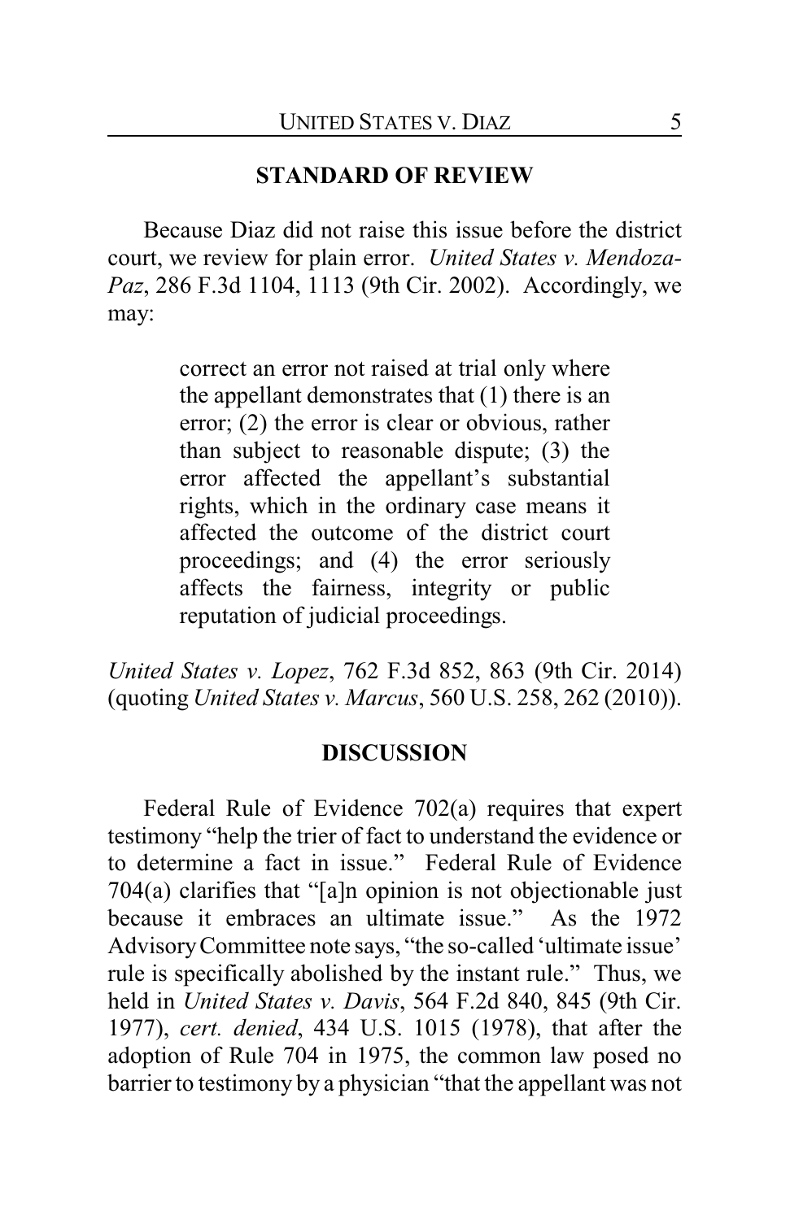## STANDARD OF REVIEW

Because Diaz did not raise this issue before the district court, we review for plain error. *United States v. Mendoza-Paz*, 286 F.3d 1104, 1113 (9th Cir. 2002). Accordingly, we may:

> correct an error not raised at trial only where the appellant demonstrates that (1) there is an error; (2) the error is clear or obvious, rather than subject to reasonable dispute; (3) the error affected the appellant's substantial rights, which in the ordinary case means it affected the outcome of the district court proceedings; and (4) the error seriously affects the fairness, integrity or public reputation of judicial proceedings.

*United States v. Lopez*, 762 F.3d 852, 863 (9th Cir. 2014) (quoting *United States v. Marcus*, 560 U.S. 258, 262 (2010)).

## DISCUSSION

Federal Rule of Evidence 702(a) requires that expert testimony "help the trier of fact to understand the evidence or to determine a fact in issue." Federal Rule of Evidence 704(a) clarifies that "[a]n opinion is not objectionable just because it embraces an ultimate issue." As the 1972 Advisory Committee note says, "the so-called 'ultimate issue' rule is specifically abolished by the instant rule." Thus, we held in *United States v. Davis*, 564 F.2d 840, 845 (9th Cir. 1977), *cert. denied*, 434 U.S. 1015 (1978), that after the adoption of Rule 704 in 1975, the common law posed no barrier to testimony by a physician "that the appellant was not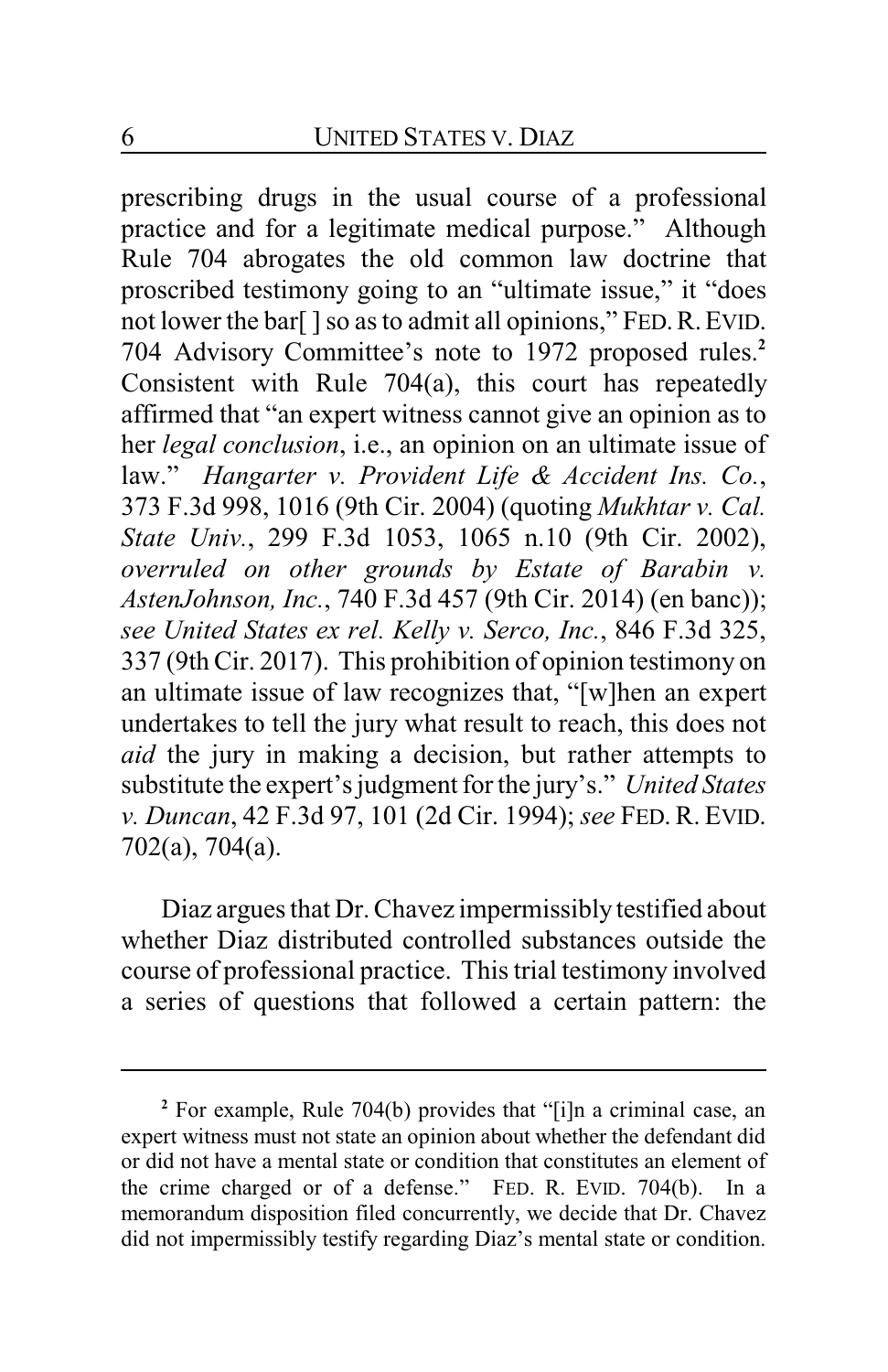prescribing drugs in the usual course of a professional practice and for a legitimate medical purpose." Although Rule 704 abrogates the old common law doctrine that proscribed testimony going to an "ultimate issue," it "does not lower the bar[ ] so as to admit all opinions," FED. R. EVID. 704 Advisory Committee's note to 1972 proposed rules.[2] Consistent with Rule 704(a), this court has repeatedly affirmed that "an expert witness cannot give an opinion as to her *legal conclusion*, i.e., an opinion on an ultimate issue of law." *Hangarter v. Provident Life & Accident Ins. Co.*, 373 F.3d 998, 1016 (9th Cir. 2004) (quoting *Mukhtar v. Cal. State Univ.*, 299 F.3d 1053, 1065 n.10 (9th Cir. 2002), *overruled on other grounds by Estate of Barabin v. AstenJohnson, Inc.*, 740 F.3d 457 (9th Cir. 2014) (en banc)); *see United States ex rel. Kelly v. Serco, Inc.*, 846 F.3d 325, 337 (9th Cir. 2017). This prohibition of opinion testimony on an ultimate issue of law recognizes that, "[w]hen an expert undertakes to tell the jury what result to reach, this does not *aid* the jury in making a decision, but rather attempts to substitute the expert's judgment for the jury's." *United States v. Duncan*, 42 F.3d 97, 101 (2d Cir. 1994); *see* FED. R. EVID. 702(a), 704(a).

Diaz argues that Dr. Chavez impermissibly testified about whether Diaz distributed controlled substances outside the course of professional practice. This trial testimony involved a series of questions that followed a certain pattern: the

---

[2] For example, Rule 704(b) provides that "[i]n a criminal case, an expert witness must not state an opinion about whether the defendant did or did not have a mental state or condition that constitutes an element of the crime charged or of a defense." FED. R. EVID. 704(b). In a memorandum disposition filed concurrently, we decide that Dr. Chavez did not impermissibly testify regarding Diaz's mental state or condition.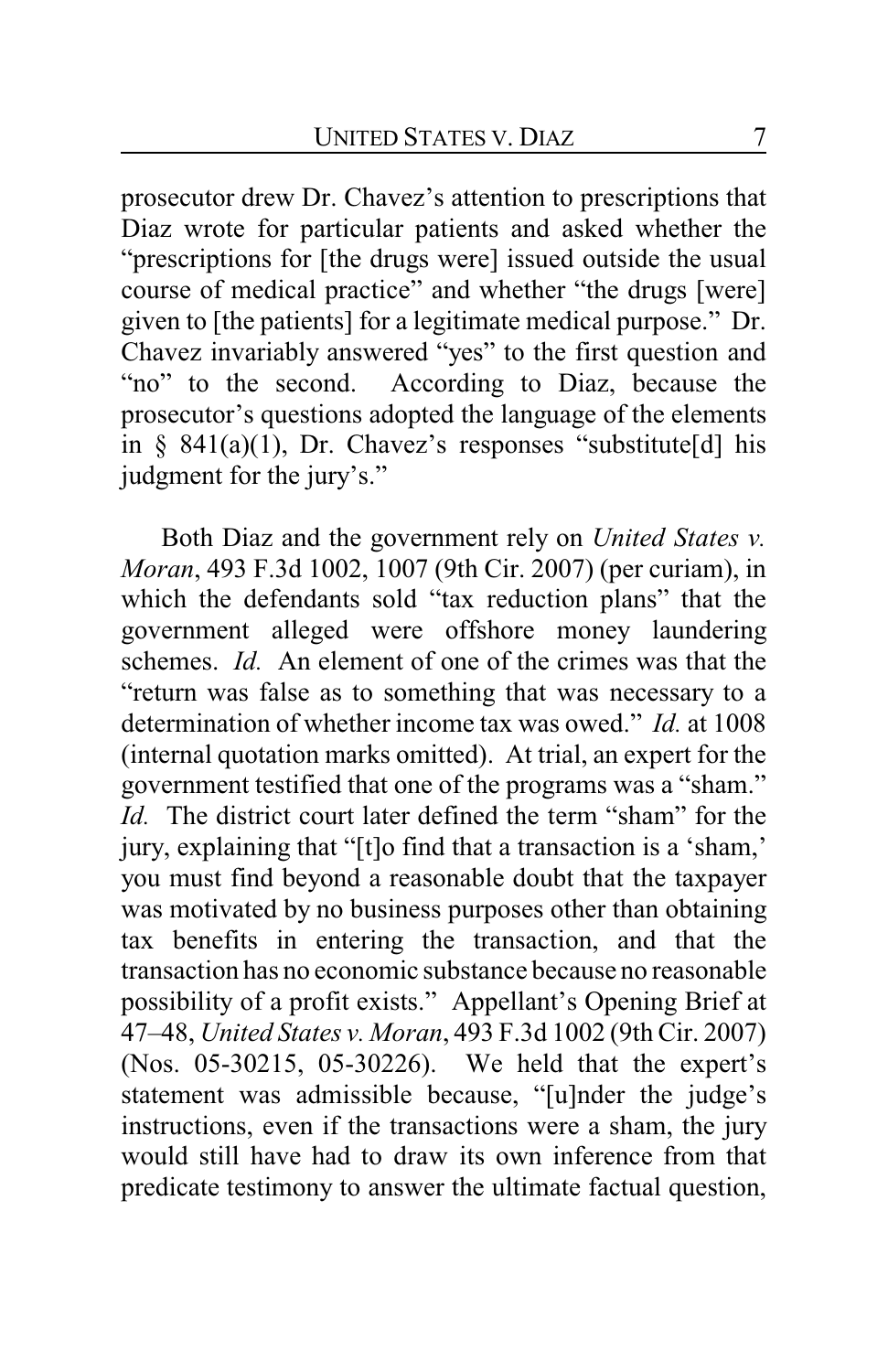prosecutor drew Dr. Chavez's attention to prescriptions that Diaz wrote for particular patients and asked whether the "prescriptions for [the drugs were] issued outside the usual course of medical practice" and whether "the drugs [were] given to [the patients] for a legitimate medical purpose." Dr. Chavez invariably answered "yes" to the first question and "no" to the second. According to Diaz, because the prosecutor's questions adopted the language of the elements in § 841(a)(1), Dr. Chavez's responses "substitute[d] his judgment for the jury's."

Both Diaz and the government rely on *United States v. Moran*, 493 F.3d 1002, 1007 (9th Cir. 2007) (per curiam), in which the defendants sold "tax reduction plans" that the government alleged were offshore money laundering schemes. *Id.* An element of one of the crimes was that the "return was false as to something that was necessary to a determination of whether income tax was owed." *Id.* at 1008 (internal quotation marks omitted). At trial, an expert for the government testified that one of the programs was a "sham." *Id.* The district court later defined the term "sham" for the jury, explaining that "[t]o find that a transaction is a 'sham,' you must find beyond a reasonable doubt that the taxpayer was motivated by no business purposes other than obtaining tax benefits in entering the transaction, and that the transaction has no economic substance because no reasonable possibility of a profit exists." Appellant's Opening Brief at 47–48, *United States v. Moran*, 493 F.3d 1002 (9th Cir. 2007) (Nos. 05-30215, 05-30226). We held that the expert's statement was admissible because, "[u]nder the judge's instructions, even if the transactions were a sham, the jury would still have had to draw its own inference from that predicate testimony to answer the ultimate factual question,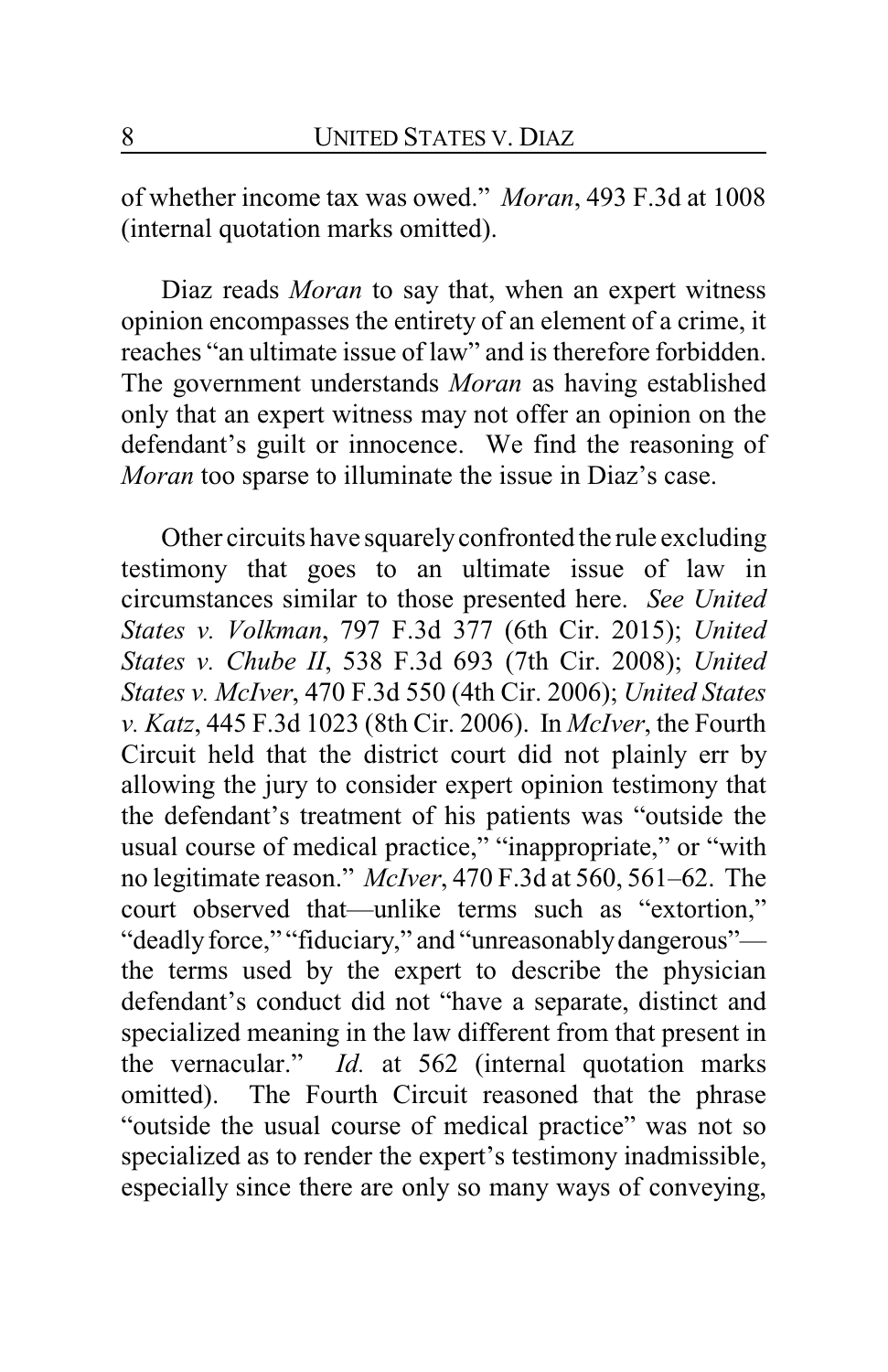of whether income tax was owed." *Moran*, 493 F.3d at 1008 (internal quotation marks omitted).

Diaz reads *Moran* to say that, when an expert witness opinion encompasses the entirety of an element of a crime, it reaches "an ultimate issue of law" and is therefore forbidden. The government understands *Moran* as having established only that an expert witness may not offer an opinion on the defendant's guilt or innocence. We find the reasoning of *Moran* too sparse to illuminate the issue in Diaz's case.

Other circuits have squarely confronted the rule excluding testimony that goes to an ultimate issue of law in circumstances similar to those presented here. *See United States v. Volkman*, 797 F.3d 377 (6th Cir. 2015); *United States v. Chube II*, 538 F.3d 693 (7th Cir. 2008); *United States v. McIver*, 470 F.3d 550 (4th Cir. 2006); *United States v. Katz*, 445 F.3d 1023 (8th Cir. 2006). In *McIver*, the Fourth Circuit held that the district court did not plainly err by allowing the jury to consider expert opinion testimony that the defendant's treatment of his patients was "outside the usual course of medical practice," "inappropriate," or "with no legitimate reason." *McIver*, 470 F.3d at 560, 561–62. The court observed that—unlike terms such as "extortion," "deadly force," "fiduciary," and "unreasonably dangerous"—the terms used by the expert to describe the physician defendant's conduct did not "have a separate, distinct and specialized meaning in the law different from that present in the vernacular." *Id.* at 562 (internal quotation marks omitted). The Fourth Circuit reasoned that the phrase "outside the usual course of medical practice" was not so specialized as to render the expert's testimony inadmissible, especially since there are only so many ways of conveying,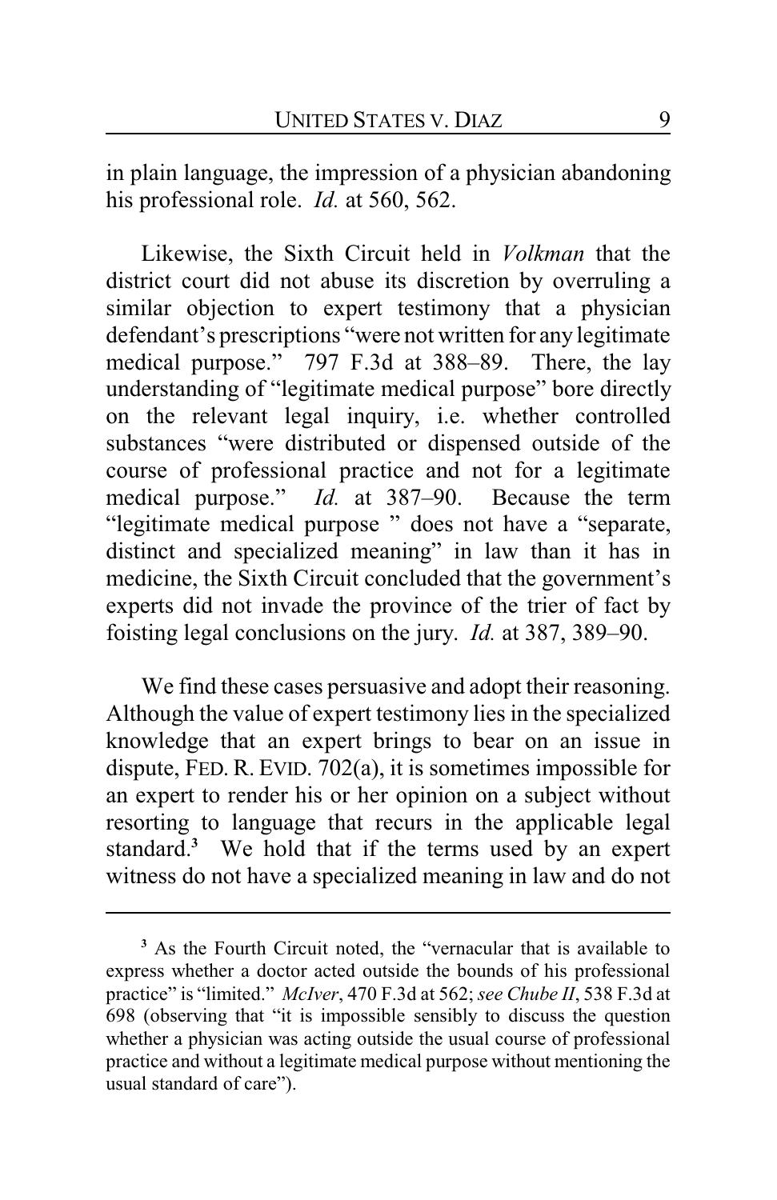in plain language, the impression of a physician abandoning his professional role. *Id.* at 560, 562.

Likewise, the Sixth Circuit held in *Volkman* that the district court did not abuse its discretion by overruling a similar objection to expert testimony that a physician defendant's prescriptions "were not written for any legitimate medical purpose." 797 F.3d at 388–89. There, the lay understanding of "legitimate medical purpose" bore directly on the relevant legal inquiry, i.e. whether controlled substances "were distributed or dispensed outside of the course of professional practice and not for a legitimate medical purpose." *Id.* at 387–90. Because the term "legitimate medical purpose " does not have a "separate, distinct and specialized meaning" in law than it has in medicine, the Sixth Circuit concluded that the government's experts did not invade the province of the trier of fact by foisting legal conclusions on the jury. *Id.* at 387, 389–90.

We find these cases persuasive and adopt their reasoning. Although the value of expert testimony lies in the specialized knowledge that an expert brings to bear on an issue in dispute, FED. R. EVID. 702(a), it is sometimes impossible for an expert to render his or her opinion on a subject without resorting to language that recurs in the applicable legal standard.[3] We hold that if the terms used by an expert witness do not have a specialized meaning in law and do not

---

[3] As the Fourth Circuit noted, the "vernacular that is available to express whether a doctor acted outside the bounds of his professional practice" is "limited." *McIver*, 470 F.3d at 562; *see Chube II*, 538 F.3d at 698 (observing that "it is impossible sensibly to discuss the question whether a physician was acting outside the usual course of professional practice and without a legitimate medical purpose without mentioning the usual standard of care").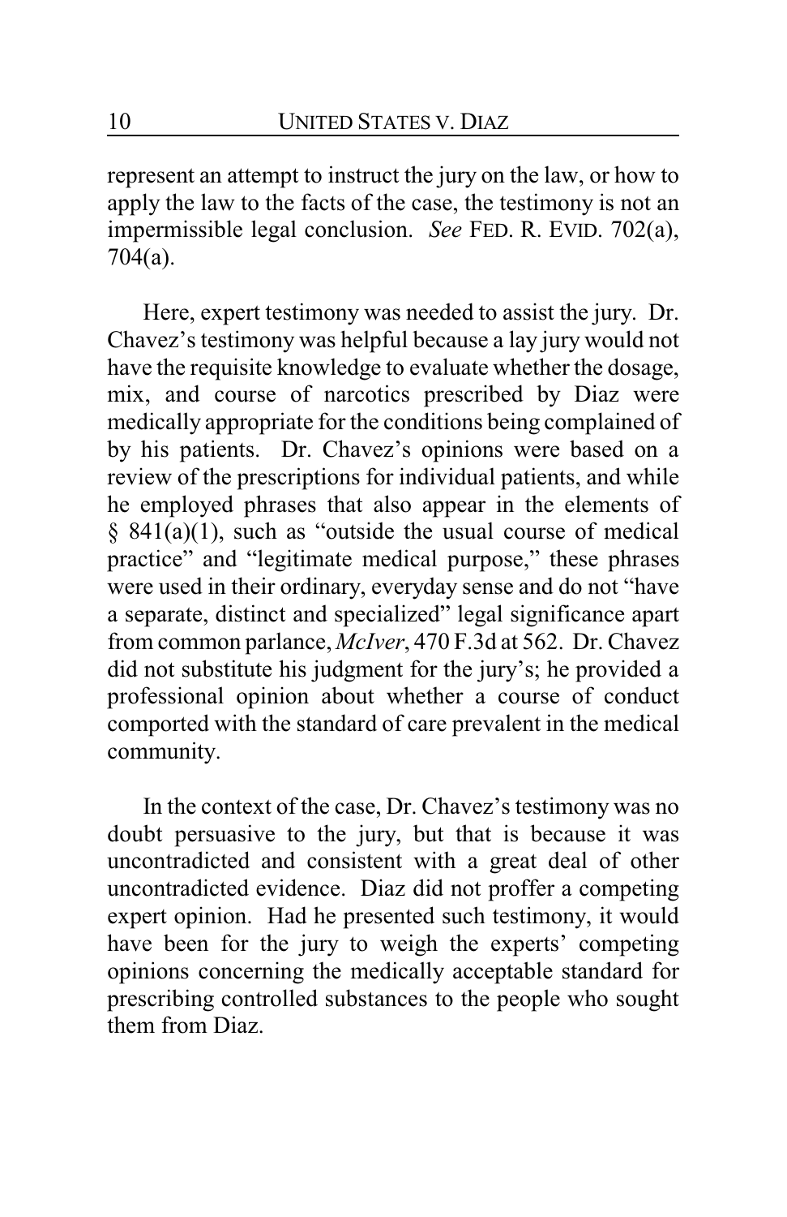represent an attempt to instruct the jury on the law, or how to apply the law to the facts of the case, the testimony is not an impermissible legal conclusion. *See* FED. R. EVID. 702(a), 704(a).

Here, expert testimony was needed to assist the jury. Dr. Chavez's testimony was helpful because a lay jury would not have the requisite knowledge to evaluate whether the dosage, mix, and course of narcotics prescribed by Diaz were medically appropriate for the conditions being complained of by his patients. Dr. Chavez's opinions were based on a review of the prescriptions for individual patients, and while he employed phrases that also appear in the elements of § 841(a)(1), such as "outside the usual course of medical practice" and "legitimate medical purpose," these phrases were used in their ordinary, everyday sense and do not "have a separate, distinct and specialized" legal significance apart from common parlance, *McIver*, 470 F.3d at 562. Dr. Chavez did not substitute his judgment for the jury's; he provided a professional opinion about whether a course of conduct comported with the standard of care prevalent in the medical community.

In the context of the case, Dr. Chavez's testimony was no doubt persuasive to the jury, but that is because it was uncontradicted and consistent with a great deal of other uncontradicted evidence. Diaz did not proffer a competing expert opinion. Had he presented such testimony, it would have been for the jury to weigh the experts' competing opinions concerning the medically acceptable standard for prescribing controlled substances to the people who sought them from Diaz.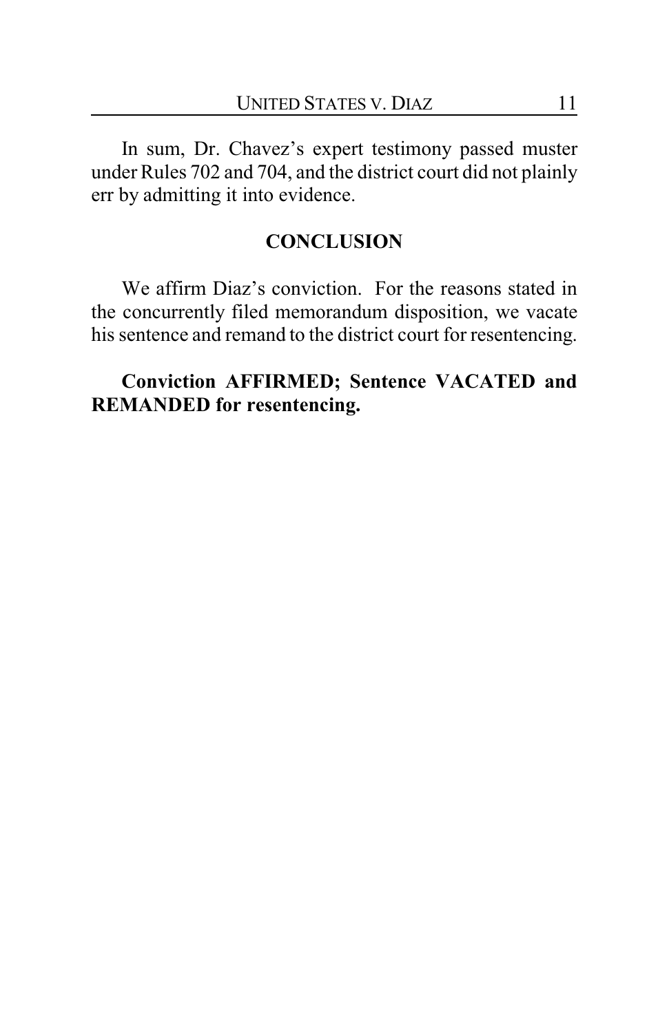In sum, Dr. Chavez's expert testimony passed muster under Rules 702 and 704, and the district court did not plainly err by admitting it into evidence.

## CONCLUSION

We affirm Diaz's conviction. For the reasons stated in the concurrently filed memorandum disposition, we vacate his sentence and remand to the district court for resentencing.

**Conviction AFFIRMED; Sentence VACATED and REMANDED for resentencing.**